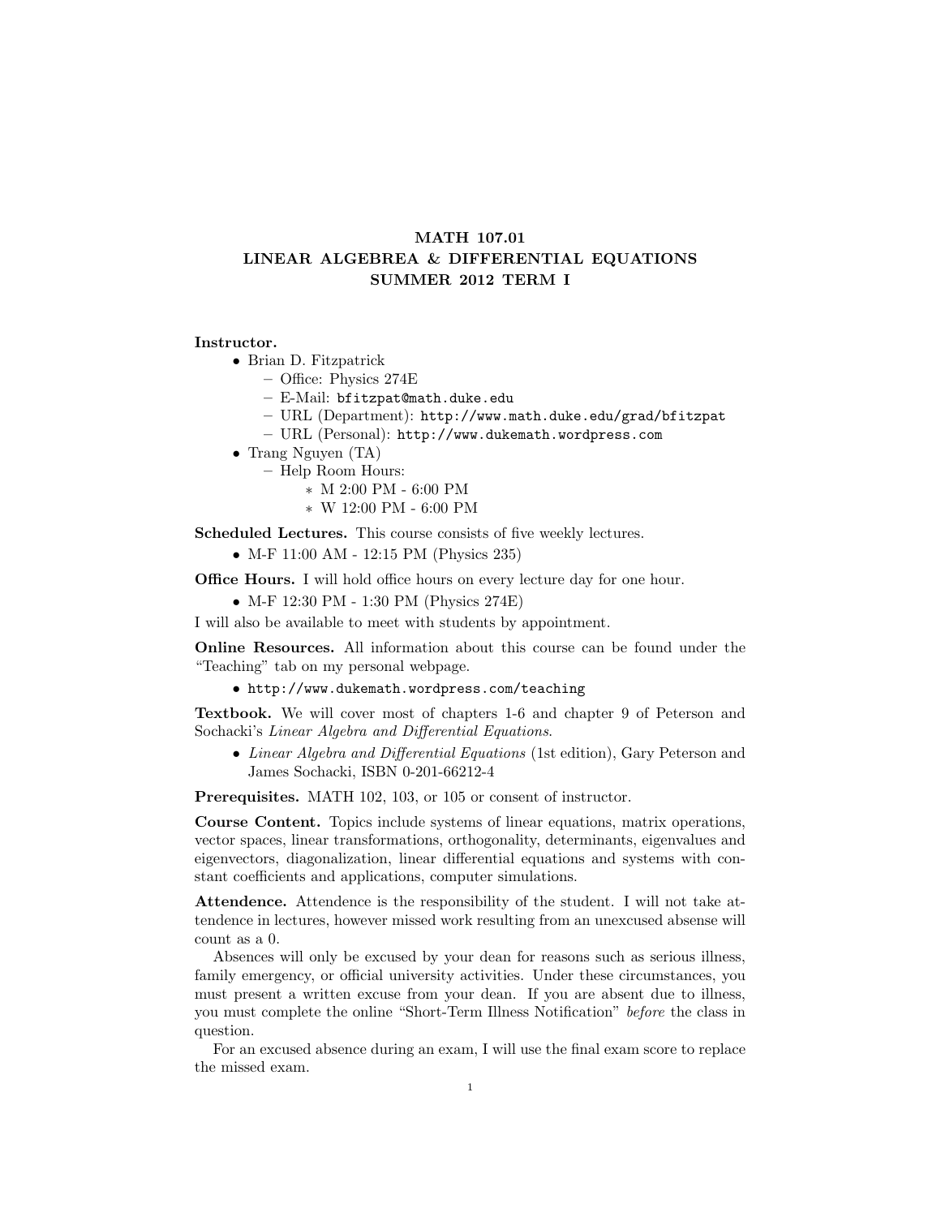# MATH 107.01
# LINEAR ALGEBREA & DIFFERENTIAL EQUATIONS
# SUMMER 2012 TERM I

**Instructor.**

- Brian D. Fitzpatrick
  - Office: Physics 274E
  - E-Mail: `bfitzpat@math.duke.edu`
  - URL (Department): `http://www.math.duke.edu/grad/bfitzpat`
  - URL (Personal): `http://www.dukemath.wordpress.com`
- Trang Nguyen (TA)
  - Help Room Hours:
    * M 2:00 PM - 6:00 PM
    * W 12:00 PM - 6:00 PM

**Scheduled Lectures.** This course consists of five weekly lectures.

- M-F 11:00 AM - 12:15 PM (Physics 235)

**Office Hours.** I will hold office hours on every lecture day for one hour.

- M-F 12:30 PM - 1:30 PM (Physics 274E)

I will also be available to meet with students by appointment.

**Online Resources.** All information about this course can be found under the "Teaching" tab on my personal webpage.

- `http://www.dukemath.wordpress.com/teaching`

**Textbook.** We will cover most of chapters 1-6 and chapter 9 of Peterson and Sochacki's *Linear Algebra and Differential Equations*.

- *Linear Algebra and Differential Equations* (1st edition), Gary Peterson and James Sochacki, ISBN 0-201-66212-4

**Prerequisites.** MATH 102, 103, or 105 or consent of instructor.

**Course Content.** Topics include systems of linear equations, matrix operations, vector spaces, linear transformations, orthogonality, determinants, eigenvalues and eigenvectors, diagonalization, linear differential equations and systems with constant coefficients and applications, computer simulations.

**Attendence.** Attendence is the responsibility of the student. I will not take attendence in lectures, however missed work resulting from an unexcused absense will count as a 0.

Absences will only be excused by your dean for reasons such as serious illness, family emergency, or official university activities. Under these circumstances, you must present a written excuse from your dean. If you are absent due to illness, you must complete the online "Short-Term Illness Notification" *before* the class in question.

For an excused absence during an exam, I will use the final exam score to replace the missed exam.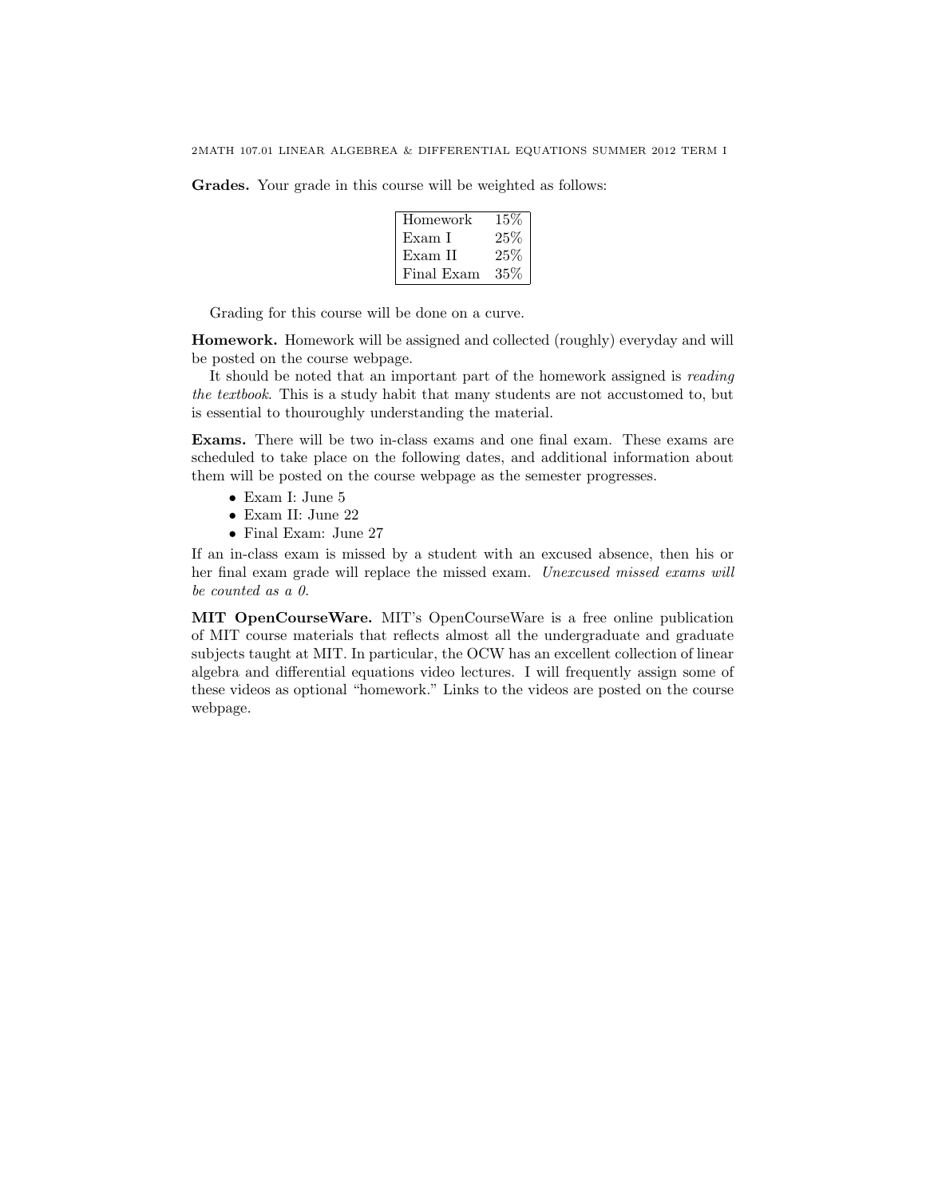**Grades.** Your grade in this course will be weighted as follows:

| | |
|---|---|
| Homework | 15% |
| Exam I | 25% |
| Exam II | 25% |
| Final Exam | 35% |

Grading for this course will be done on a curve.

**Homework.** Homework will be assigned and collected (roughly) everyday and will be posted on the course webpage.

It should be noted that an important part of the homework assigned is *reading the textbook*. This is a study habit that many students are not accustomed to, but is essential to thouroughly understanding the material.

**Exams.** There will be two in-class exams and one final exam. These exams are scheduled to take place on the following dates, and additional information about them will be posted on the course webpage as the semester progresses.

- Exam I: June 5
- Exam II: June 22
- Final Exam: June 27

If an in-class exam is missed by a student with an excused absence, then his or her final exam grade will replace the missed exam. *Unexcused missed exams will be counted as a 0.*

**MIT OpenCourseWare.** MIT's OpenCourseWare is a free online publication of MIT course materials that reflects almost all the undergraduate and graduate subjects taught at MIT. In particular, the OCW has an excellent collection of linear algebra and differential equations video lectures. I will frequently assign some of these videos as optional "homework." Links to the videos are posted on the course webpage.